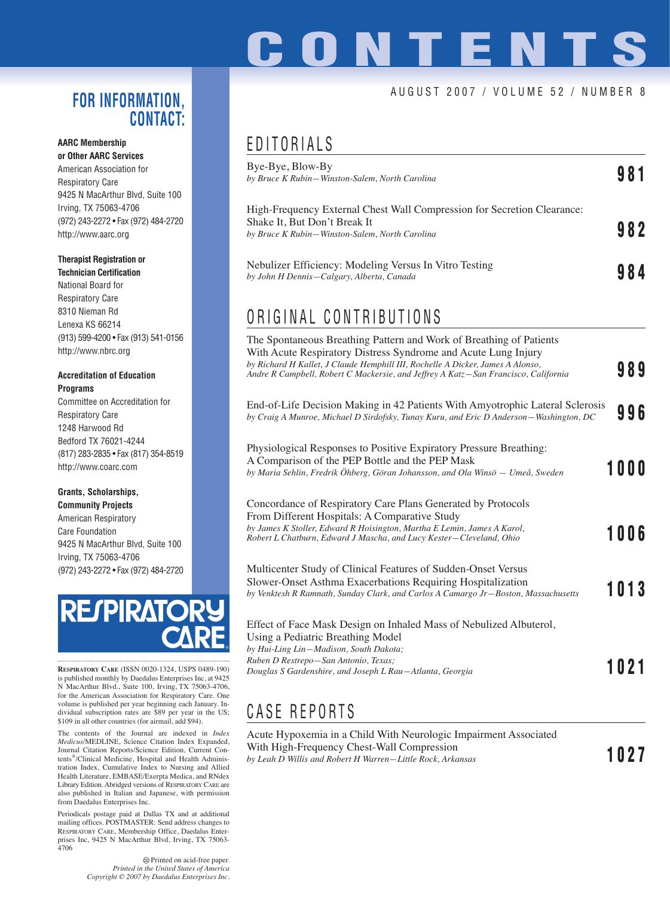# CONTENTS

AUGUST 2007 / VOLUME 52 / NUMBER 8

## EDITORIALS

Bye-Bye, Blow-By
*by Bruce K Rubin—Winston-Salem, North Carolina* — **981**

High-Frequency External Chest Wall Compression for Secretion Clearance: Shake It, But Don't Break It
*by Bruce K Rubin—Winston-Salem, North Carolina* — **982**

Nebulizer Efficiency: Modeling Versus In Vitro Testing
*by John H Dennis—Calgary, Alberta, Canada* — **984**

## ORIGINAL CONTRIBUTIONS

The Spontaneous Breathing Pattern and Work of Breathing of Patients With Acute Respiratory Distress Syndrome and Acute Lung Injury
*by Richard H Kallet, J Claude Hemphill III, Rochelle A Dicker, James A Alonso, Andre R Campbell, Robert C Mackersie, and Jeffrey A Katz—San Francisco, California* — **989**

End-of-Life Decision Making in 42 Patients With Amyotrophic Lateral Sclerosis
*by Craig A Munroe, Michael D Sirdofsky, Tunay Kuru, and Eric D Anderson—Washington, DC* — **996**

Physiological Responses to Positive Expiratory Pressure Breathing: A Comparison of the PEP Bottle and the PEP Mask
*by Maria Sehlin, Fredrik Öhberg, Göran Johansson, and Ola Winsö — Umeå, Sweden* — **1000**

Concordance of Respiratory Care Plans Generated by Protocols From Different Hospitals: A Comparative Study
*by James K Stoller, Edward R Hoisington, Martha E Lemin, James A Karol, Robert L Chatburn, Edward J Mascha, and Lucy Kester—Cleveland, Ohio* — **1006**

Multicenter Study of Clinical Features of Sudden-Onset Versus Slower-Onset Asthma Exacerbations Requiring Hospitalization
*by Venktesh R Ramnath, Sunday Clark, and Carlos A Camargo Jr—Boston, Massachusetts* — **1013**

Effect of Face Mask Design on Inhaled Mass of Nebulized Albuterol, Using a Pediatric Breathing Model
*by Hui-Ling Lin—Madison, South Dakota; Ruben D Restrepo—San Antonio, Texas; Douglas S Gardenshire, and Joseph L Rau—Atlanta, Georgia* — **1021**

## CASE REPORTS

Acute Hypoxemia in a Child With Neurologic Impairment Associated With High-Frequency Chest-Wall Compression
*by Leah D Willis and Robert H Warren—Little Rock, Arkansas* — **1027**

## FOR INFORMATION, CONTACT:

**AARC Membership or Other AARC Services**
American Association for Respiratory Care
9425 N MacArthur Blvd, Suite 100
Irving, TX 75063-4706
(972) 243-2272 • Fax (972) 484-2720
http://www.aarc.org

**Therapist Registration or Technician Certification**
National Board for Respiratory Care
8310 Nieman Rd
Lenexa KS 66214
(913) 599-4200 • Fax (913) 541-0156
http://www.nbrc.org

**Accreditation of Education Programs**
Committee on Accreditation for Respiratory Care
1248 Harwood Rd
Bedford TX 76021-4244
(817) 283-2835 • Fax (817) 354-8519
http://www.coarc.com

**Grants, Scholarships, Community Projects**
American Respiratory Care Foundation
9425 N MacArthur Blvd, Suite 100
Irving, TX 75063-4706
(972) 243-2272 • Fax (972) 484-2720

RESPIRATORY CARE

RESPIRATORY CARE (ISSN 0020-1324, USPS 0489-190) is published monthly by Daedalus Enterprises Inc, at 9425 N MacArthur Blvd., Suite 100, Irving, TX 75063-4706, for the American Association for Respiratory Care. One volume is published per year beginning each January. Individual subscription rates are $89 per year in the US; $109 in all other countries (for airmail, add $94).

The contents of the Journal are indexed in *Index Medicus*/MEDLINE, Science Citation Index Expanded, Journal Citation Reports/Science Edition, Current Contents®/Clinical Medicine, Hospital and Health Administration Index, Cumulative Index to Nursing and Allied Health Literature, EMBASE/Exerpta Medica, and RNdex Library Edition. Abridged versions of RESPIRATORY CARE are also published in Italian and Japanese, with permission from Daedalus Enterprises Inc.

Periodicals postage paid at Dallas TX and at additional mailing offices. POSTMASTER: Send address changes to RESPIRATORY CARE, Membership Office, Daedalus Enterprises Inc, 9425 N MacArthur Blvd, Irving, TX 75063-4706

Printed on acid-free paper.
*Printed in the United States of America*
*Copyright © 2007 by Daedalus Enterprises Inc.*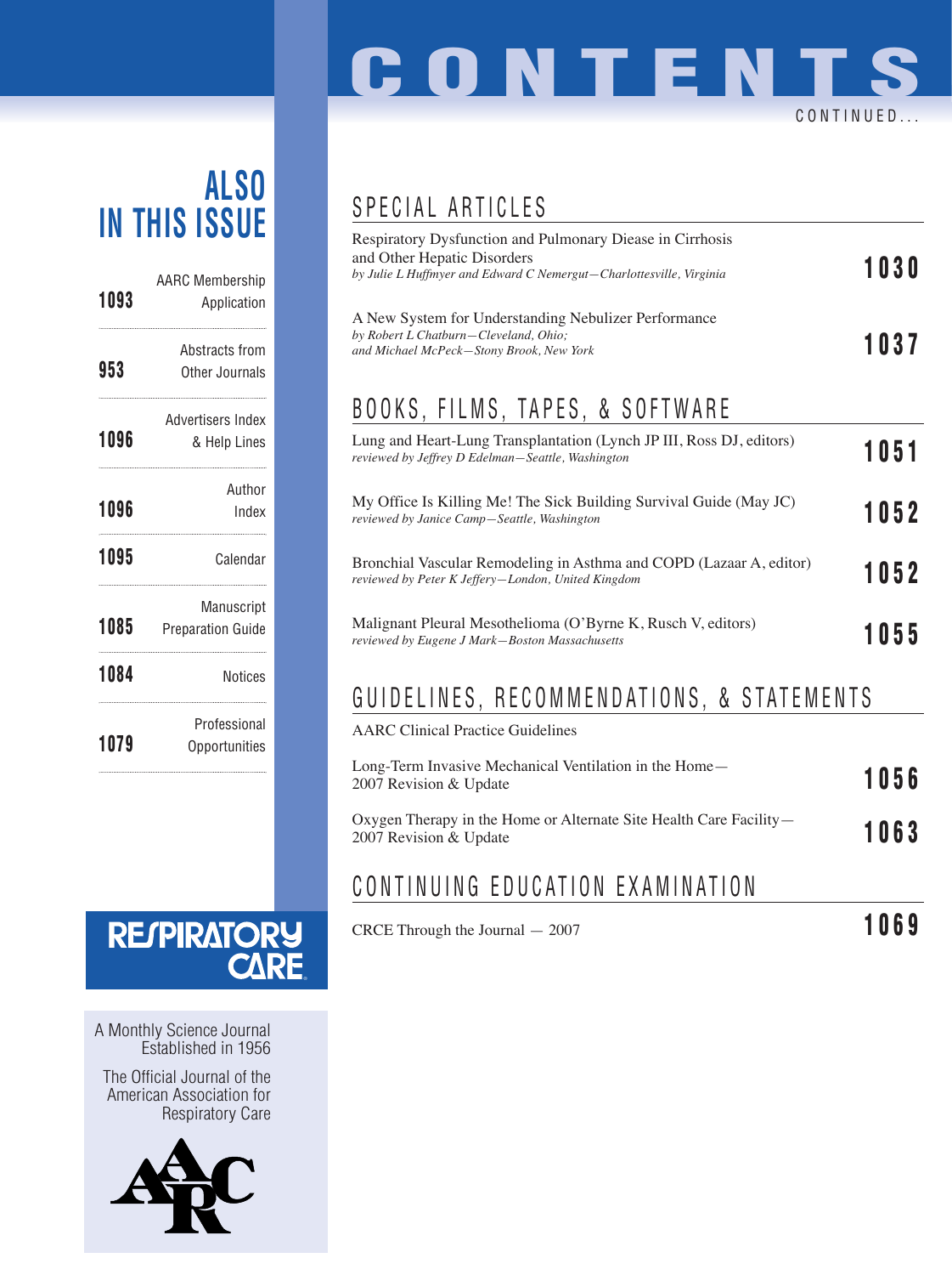# CONTENTS

CONTINUED...

## SPECIAL ARTICLES

Respiratory Dysfunction and Pulmonary Diease in Cirrhosis and Other Hepatic Disorders — **1030**
*by Julie L Huffmyer and Edward C Nemergut—Charlottesville, Virginia*

A New System for Understanding Nebulizer Performance — **1037**
*by Robert L Chatburn—Cleveland, Ohio; and Michael McPeck—Stony Brook, New York*

## BOOKS, FILMS, TAPES, & SOFTWARE

Lung and Heart-Lung Transplantation (Lynch JP III, Ross DJ, editors) — **1051**
*reviewed by Jeffrey D Edelman—Seattle, Washington*

My Office Is Killing Me! The Sick Building Survival Guide (May JC) — **1052**
*reviewed by Janice Camp—Seattle, Washington*

Bronchial Vascular Remodeling in Asthma and COPD (Lazaar A, editor) — **1052**
*reviewed by Peter K Jeffery—London, United Kingdom*

Malignant Pleural Mesothelioma (O'Byrne K, Rusch V, editors) — **1055**
*reviewed by Eugene J Mark—Boston Massachusetts*

## GUIDELINES, RECOMMENDATIONS, & STATEMENTS

AARC Clinical Practice Guidelines

Long-Term Invasive Mechanical Ventilation in the Home—2007 Revision & Update — **1056**

Oxygen Therapy in the Home or Alternate Site Health Care Facility—2007 Revision & Update — **1063**

## CONTINUING EDUCATION EXAMINATION

CRCE Through the Journal — 2007 — **1069**

## ALSO IN THIS ISSUE

| | |
|---|---|
| 1093 | AARC Membership Application |
| 953 | Abstracts from Other Journals |
| 1096 | Advertisers Index & Help Lines |
| 1096 | Author Index |
| 1095 | Calendar |
| 1085 | Manuscript Preparation Guide |
| 1084 | Notices |
| 1079 | Professional Opportunities |

RESPIRATORY CARE

A Monthly Science Journal Established in 1956

The Official Journal of the American Association for Respiratory Care

AARC